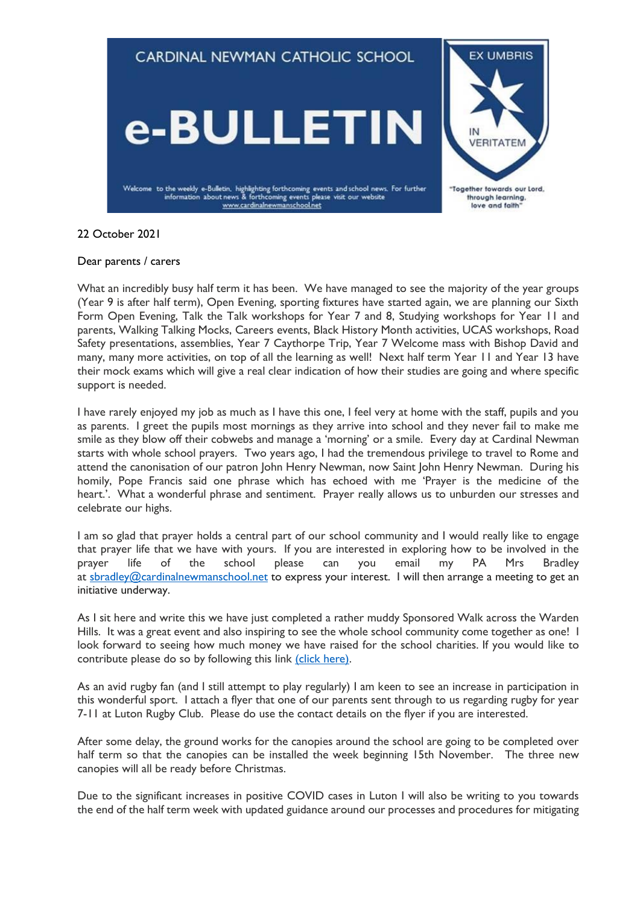# CARDINAL NEWMAN CATHOLIC SCHOOL

# e-BULLETIN

Welcome to the weekly e-Bulletin, highlighting forthcoming events and school news. For further information about news & forthcoming events please visit our website www.cardinalnewmanschool.net

EX UMBRIS IN VERITATEM

"Together towards our Lord, through learning, love and faith"

22 October 2021

Dear parents / carers

What an incredibly busy half term it has been. We have managed to see the majority of the year groups (Year 9 is after half term), Open Evening, sporting fixtures have started again, we are planning our Sixth Form Open Evening, Talk the Talk workshops for Year 7 and 8, Studying workshops for Year 11 and parents, Walking Talking Mocks, Careers events, Black History Month activities, UCAS workshops, Road Safety presentations, assemblies, Year 7 Caythorpe Trip, Year 7 Welcome mass with Bishop David and many, many more activities, on top of all the learning as well! Next half term Year 11 and Year 13 have their mock exams which will give a real clear indication of how their studies are going and where specific support is needed.

I have rarely enjoyed my job as much as I have this one, I feel very at home with the staff, pupils and you as parents. I greet the pupils most mornings as they arrive into school and they never fail to make me smile as they blow off their cobwebs and manage a 'morning' or a smile. Every day at Cardinal Newman starts with whole school prayers. Two years ago, I had the tremendous privilege to travel to Rome and attend the canonisation of our patron John Henry Newman, now Saint John Henry Newman. During his homily, Pope Francis said one phrase which has echoed with me 'Prayer is the medicine of the heart.'. What a wonderful phrase and sentiment. Prayer really allows us to unburden our stresses and celebrate our highs.

I am so glad that prayer holds a central part of our school community and I would really like to engage that prayer life that we have with yours. If you are interested in exploring how to be involved in the prayer life of the school please can you email my PA Mrs Bradley at sbradley@cardinalnewmanschool.net to express your interest. I will then arrange a meeting to get an initiative underway.

As I sit here and write this we have just completed a rather muddy Sponsored Walk across the Warden Hills. It was a great event and also inspiring to see the whole school community come together as one! I look forward to seeing how much money we have raised for the school charities. If you would like to contribute please do so by following this link (click here).

As an avid rugby fan (and I still attempt to play regularly) I am keen to see an increase in participation in this wonderful sport. I attach a flyer that one of our parents sent through to us regarding rugby for year 7-11 at Luton Rugby Club. Please do use the contact details on the flyer if you are interested.

After some delay, the ground works for the canopies around the school are going to be completed over half term so that the canopies can be installed the week beginning 15th November. The three new canopies will all be ready before Christmas.

Due to the significant increases in positive COVID cases in Luton I will also be writing to you towards the end of the half term week with updated guidance around our processes and procedures for mitigating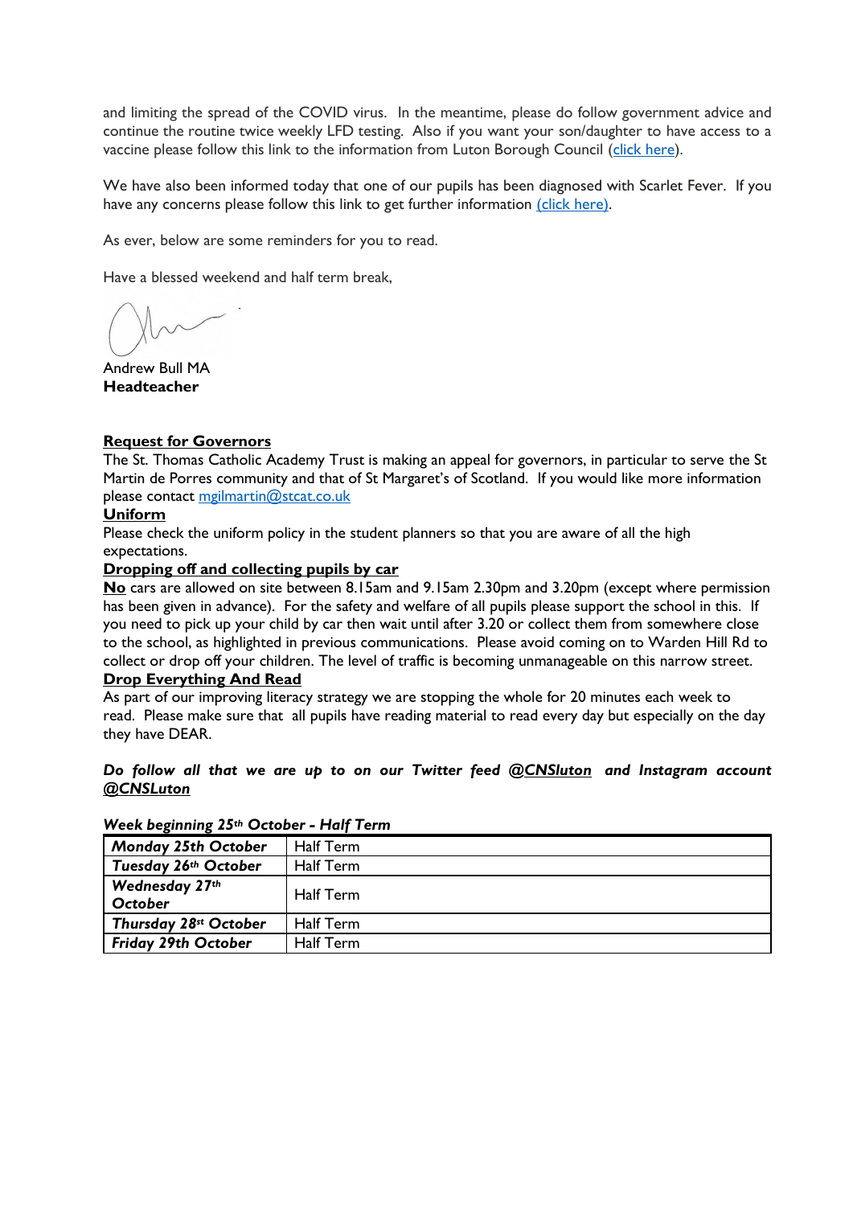and limiting the spread of the COVID virus. In the meantime, please do follow government advice and continue the routine twice weekly LFD testing. Also if you want your son/daughter to have access to a vaccine please follow this link to the information from Luton Borough Council (click here).

We have also been informed today that one of our pupils has been diagnosed with Scarlet Fever. If you have any concerns please follow this link to get further information (click here).

As ever, below are some reminders for you to read.

Have a blessed weekend and half term break,

Andrew Bull MA
**Headteacher**

**Request for Governors**

The St. Thomas Catholic Academy Trust is making an appeal for governors, in particular to serve the St Martin de Porres community and that of St Margaret's of Scotland. If you would like more information please contact mgilmartin@stcat.co.uk

**Uniform**

Please check the uniform policy in the student planners so that you are aware of all the high expectations.

**Dropping off and collecting pupils by car**

**No** cars are allowed on site between 8.15am and 9.15am 2.30pm and 3.20pm (except where permission has been given in advance). For the safety and welfare of all pupils please support the school in this. If you need to pick up your child by car then wait until after 3.20 or collect them from somewhere close to the school, as highlighted in previous communications. Please avoid coming on to Warden Hill Rd to collect or drop off your children. The level of traffic is becoming unmanageable on this narrow street.

**Drop Everything And Read**

As part of our improving literacy strategy we are stopping the whole for 20 minutes each week to read. Please make sure that all pupils have reading material to read every day but especially on the day they have DEAR.

***Do follow all that we are up to on our Twitter feed @CNSluton and Instagram account @CNSLuton***

***Week beginning 25th October - Half Term***

| | |
|---|---|
| ***Monday 25th October*** | Half Term |
| ***Tuesday 26th October*** | Half Term |
| ***Wednesday 27th October*** | Half Term |
| ***Thursday 28st October*** | Half Term |
| ***Friday 29th October*** | Half Term |